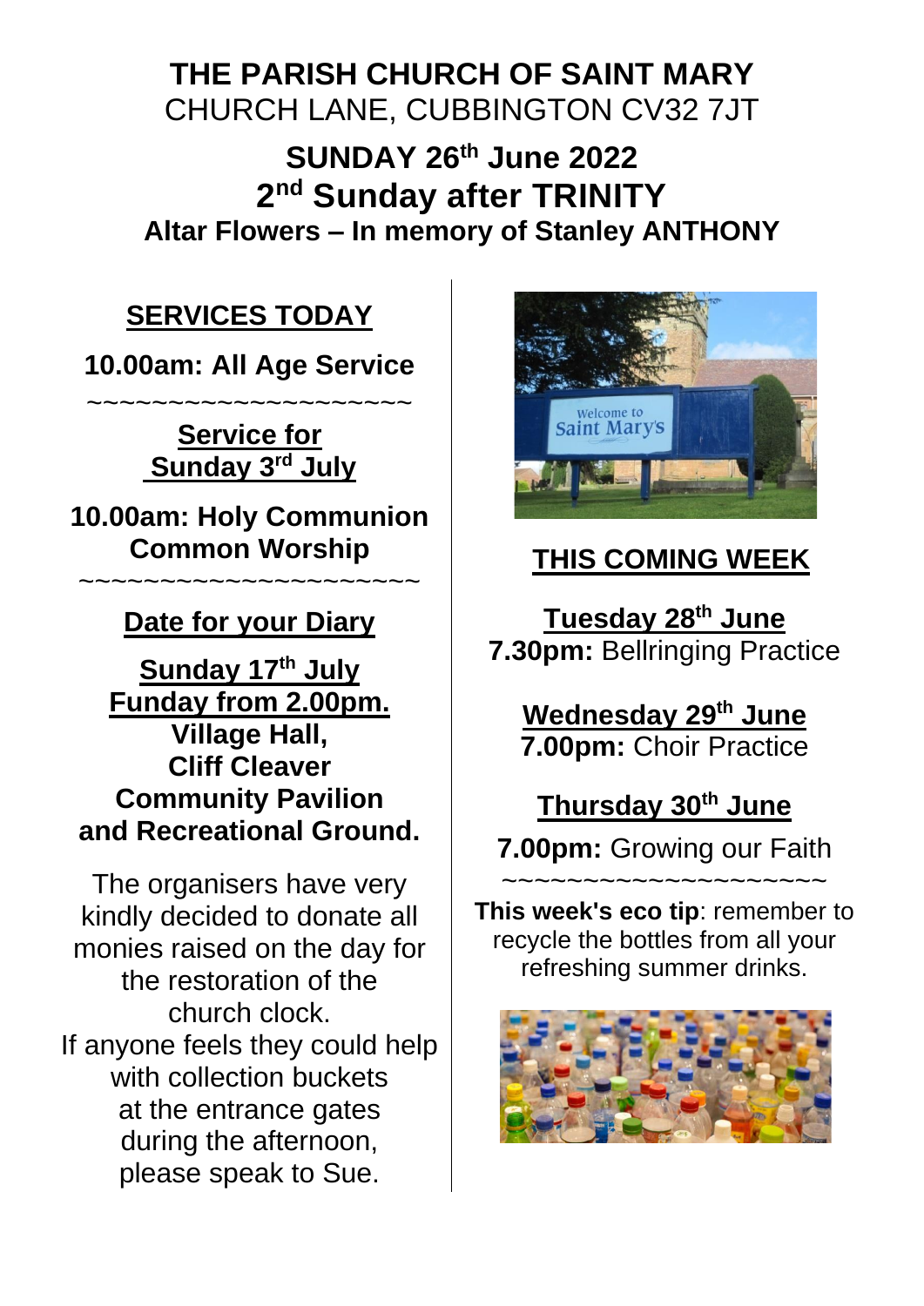# THE PARISH CHURCH OF SAINT MARY

CHURCH LANE, CUBBINGTON CV32 7JT

## SUNDAY 26th June 2022

## 2nd Sunday after TRINITY

**Altar Flowers – In memory of Stanley ANTHONY**

### SERVICES TODAY

**10.00am: All Age Service**

~~~~~~~~~~~~~~~~~~~~~~

**Service for Sunday 3rd July**

**10.00am: Holy Communion Common Worship**

~~~~~~~~~~~~~~~~~~~~~~

### Date for your Diary

**Sunday 17th July**
**Funday from 2.00pm.**
**Village Hall, Cliff Cleaver Community Pavilion and Recreational Ground.**

The organisers have very kindly decided to donate all monies raised on the day for the restoration of the church clock.
If anyone feels they could help with collection buckets at the entrance gates during the afternoon, please speak to Sue.

### THIS COMING WEEK

**Tuesday 28th June**
**7.30pm:** Bellringing Practice

**Wednesday 29th June**
**7.00pm:** Choir Practice

**Thursday 30th June**
**7.00pm:** Growing our Faith

~~~~~~~~~~~~~~~~~~~~~~

**This week's eco tip**: remember to recycle the bottles from all your refreshing summer drinks.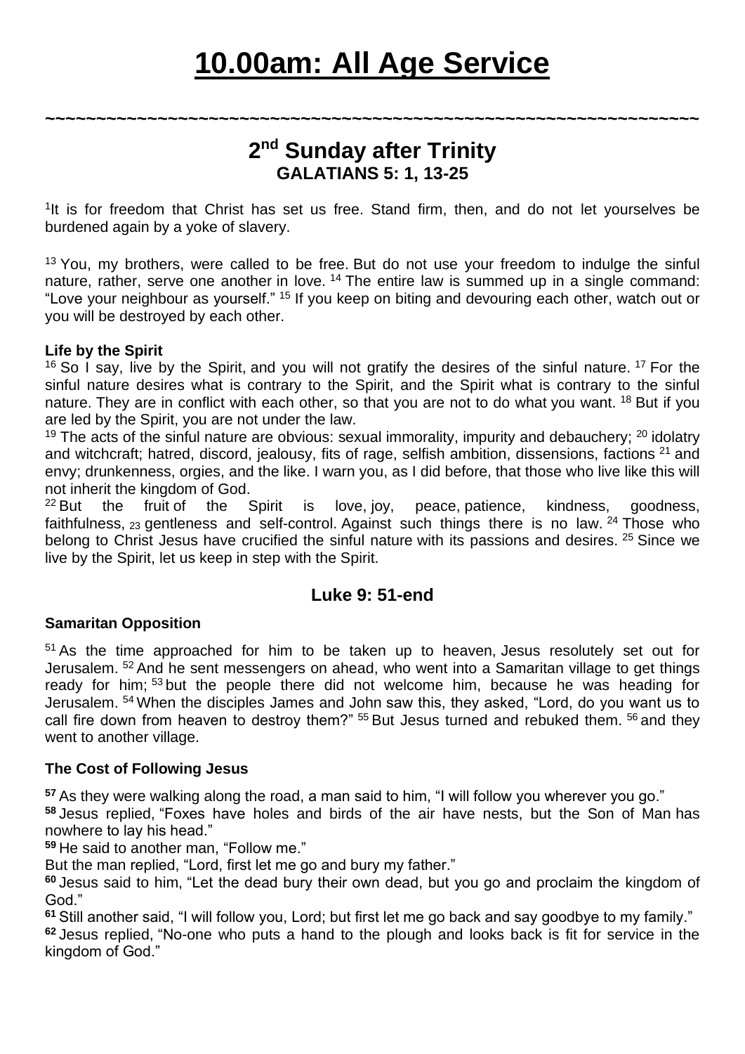# 10.00am: All Age Service

~~~~~~~~~~~~~~~~~~~~~~~~~~~~~~~~~~~~~~~~~~~~~~~~~~~~~~~~~~~~~~~~~~~~~~~~~~~

## 2nd Sunday after Trinity

### GALATIANS 5: 1, 13-25

[1]It is for freedom that Christ has set us free. Stand firm, then, and do not let yourselves be burdened again by a yoke of slavery.

[13] You, my brothers, were called to be free. But do not use your freedom to indulge the sinful nature, rather, serve one another in love. [14] The entire law is summed up in a single command: "Love your neighbour as yourself." [15] If you keep on biting and devouring each other, watch out or you will be destroyed by each other.

**Life by the Spirit**

[16] So I say, live by the Spirit, and you will not gratify the desires of the sinful nature. [17] For the sinful nature desires what is contrary to the Spirit, and the Spirit what is contrary to the sinful nature. They are in conflict with each other, so that you are not to do what you want. [18] But if you are led by the Spirit, you are not under the law.

[19] The acts of the sinful nature are obvious: sexual immorality, impurity and debauchery; [20] idolatry and witchcraft; hatred, discord, jealousy, fits of rage, selfish ambition, dissensions, factions [21] and envy; drunkenness, orgies, and the like. I warn you, as I did before, that those who live like this will not inherit the kingdom of God.

[22] But the fruit of the Spirit is love, joy, peace, patience, kindness, goodness, faithfulness, [23] gentleness and self-control. Against such things there is no law. [24] Those who belong to Christ Jesus have crucified the sinful nature with its passions and desires. [25] Since we live by the Spirit, let us keep in step with the Spirit.

### Luke 9: 51-end

**Samaritan Opposition**

[51] As the time approached for him to be taken up to heaven, Jesus resolutely set out for Jerusalem. [52] And he sent messengers on ahead, who went into a Samaritan village to get things ready for him; [53] but the people there did not welcome him, because he was heading for Jerusalem. [54] When the disciples James and John saw this, they asked, "Lord, do you want us to call fire down from heaven to destroy them?" [55] But Jesus turned and rebuked them. [56] and they went to another village.

**The Cost of Following Jesus**

**57** As they were walking along the road, a man said to him, "I will follow you wherever you go."
**58** Jesus replied, "Foxes have holes and birds of the air have nests, but the Son of Man has nowhere to lay his head."
**59** He said to another man, "Follow me."
But the man replied, "Lord, first let me go and bury my father."
**60** Jesus said to him, "Let the dead bury their own dead, but you go and proclaim the kingdom of God."
**61** Still another said, "I will follow you, Lord; but first let me go back and say goodbye to my family."
**62** Jesus replied, "No-one who puts a hand to the plough and looks back is fit for service in the kingdom of God."